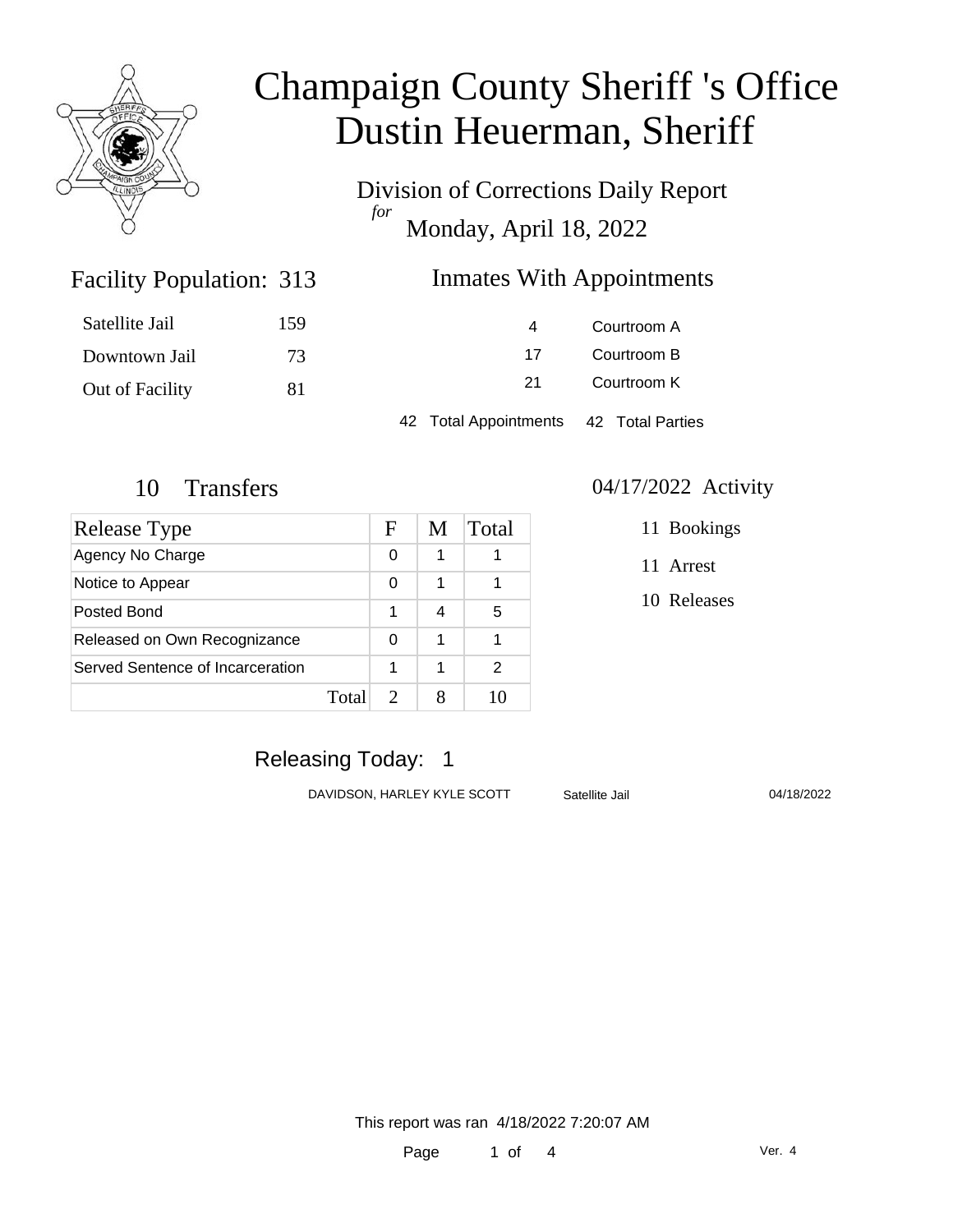# Champaign County Sheriff 's Office
# Dustin Heuerman, Sheriff

Division of Corrections Daily Report
*for*
Monday, April 18, 2022

## Facility Population: 313

| | |
|---|---|
| Satellite Jail | 159 |
| Downtown Jail | 73 |
| Out of Facility | 81 |

## Inmates With Appointments

| | |
|---|---|
| 4 | Courtroom A |
| 17 | Courtroom B |
| 21 | Courtroom K |

42 Total Appointments    42 Total Parties

## 10 Transfers

| Release Type | F | M | Total |
|---|---|---|---|
| Agency No Charge | 0 | 1 | 1 |
| Notice to Appear | 0 | 1 | 1 |
| Posted Bond | 1 | 4 | 5 |
| Released on Own Recognizance | 0 | 1 | 1 |
| Served Sentence of Incarceration | 1 | 1 | 2 |
| Total | 2 | 8 | 10 |

## 04/17/2022 Activity

- 11 Bookings
- 11 Arrest
- 10 Releases

## Releasing Today: 1

| | | |
|---|---|---|
| DAVIDSON, HARLEY KYLE SCOTT | Satellite Jail | 04/18/2022 |

This report was ran 4/18/2022 7:20:07 AM

Ver. 4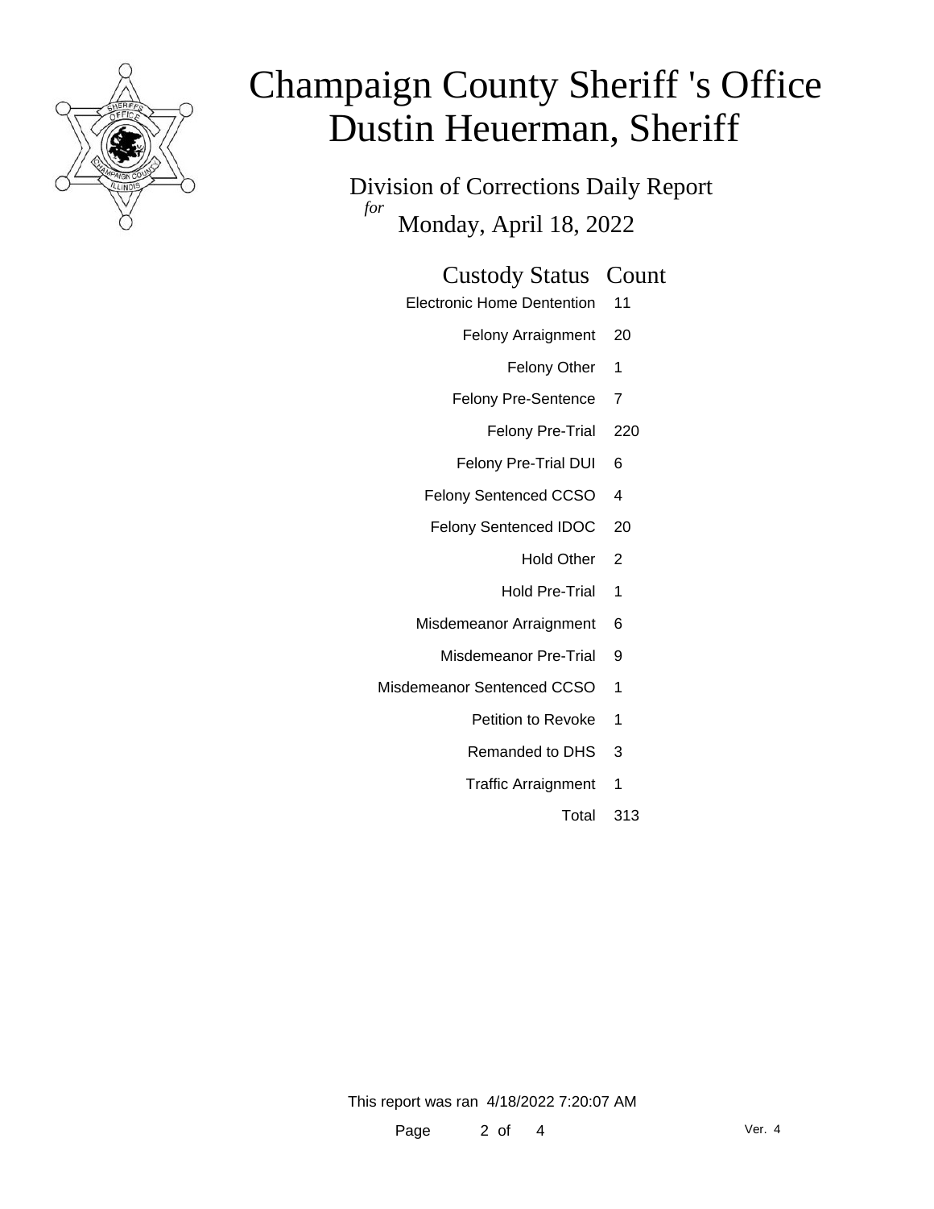# Champaign County Sheriff 's Office
# Dustin Heuerman, Sheriff

Division of Corrections Daily Report

*for*

Monday, April 18, 2022

| Custody Status | Count |
| --- | --- |
| Electronic Home Dentention | 11 |
| Felony Arraignment | 20 |
| Felony Other | 1 |
| Felony Pre-Sentence | 7 |
| Felony Pre-Trial | 220 |
| Felony Pre-Trial DUI | 6 |
| Felony Sentenced CCSO | 4 |
| Felony Sentenced IDOC | 20 |
| Hold Other | 2 |
| Hold Pre-Trial | 1 |
| Misdemeanor Arraignment | 6 |
| Misdemeanor Pre-Trial | 9 |
| Misdemeanor Sentenced CCSO | 1 |
| Petition to Revoke | 1 |
| Remanded to DHS | 3 |
| Traffic Arraignment | 1 |
| Total | 313 |

This report was ran 4/18/2022 7:20:07 AM

Ver. 4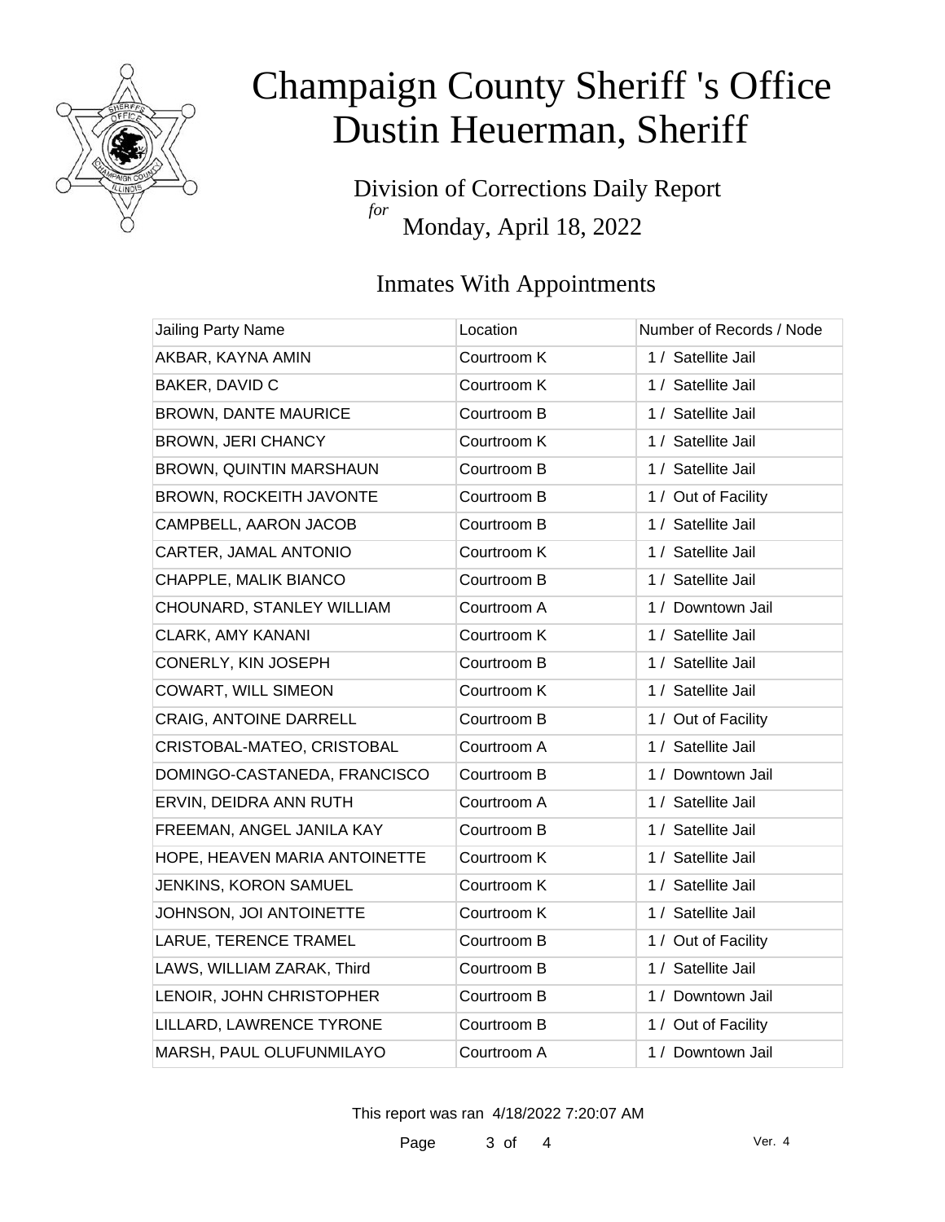# Champaign County Sheriff 's Office
# Dustin Heuerman, Sheriff

Division of Corrections Daily Report
*for*
Monday, April 18, 2022

## Inmates With Appointments

| Jailing Party Name | Location | Number of Records / Node |
|---|---|---|
| AKBAR, KAYNA AMIN | Courtroom K | 1 / Satellite Jail |
| BAKER, DAVID C | Courtroom K | 1 / Satellite Jail |
| BROWN, DANTE MAURICE | Courtroom B | 1 / Satellite Jail |
| BROWN, JERI CHANCY | Courtroom K | 1 / Satellite Jail |
| BROWN, QUINTIN MARSHAUN | Courtroom B | 1 / Satellite Jail |
| BROWN, ROCKEITH JAVONTE | Courtroom B | 1 / Out of Facility |
| CAMPBELL, AARON JACOB | Courtroom B | 1 / Satellite Jail |
| CARTER, JAMAL ANTONIO | Courtroom K | 1 / Satellite Jail |
| CHAPPLE, MALIK BIANCO | Courtroom B | 1 / Satellite Jail |
| CHOUNARD, STANLEY WILLIAM | Courtroom A | 1 / Downtown Jail |
| CLARK, AMY KANANI | Courtroom K | 1 / Satellite Jail |
| CONERLY, KIN JOSEPH | Courtroom B | 1 / Satellite Jail |
| COWART, WILL SIMEON | Courtroom K | 1 / Satellite Jail |
| CRAIG, ANTOINE DARRELL | Courtroom B | 1 / Out of Facility |
| CRISTOBAL-MATEO, CRISTOBAL | Courtroom A | 1 / Satellite Jail |
| DOMINGO-CASTANEDA, FRANCISCO | Courtroom B | 1 / Downtown Jail |
| ERVIN, DEIDRA ANN RUTH | Courtroom A | 1 / Satellite Jail |
| FREEMAN, ANGEL JANILA KAY | Courtroom B | 1 / Satellite Jail |
| HOPE, HEAVEN MARIA ANTOINETTE | Courtroom K | 1 / Satellite Jail |
| JENKINS, KORON SAMUEL | Courtroom K | 1 / Satellite Jail |
| JOHNSON, JOI ANTOINETTE | Courtroom K | 1 / Satellite Jail |
| LARUE, TERENCE TRAMEL | Courtroom B | 1 / Out of Facility |
| LAWS, WILLIAM ZARAK, Third | Courtroom B | 1 / Satellite Jail |
| LENOIR, JOHN CHRISTOPHER | Courtroom B | 1 / Downtown Jail |
| LILLARD, LAWRENCE TYRONE | Courtroom B | 1 / Out of Facility |
| MARSH, PAUL OLUFUNMILAYO | Courtroom A | 1 / Downtown Jail |

This report was ran 4/18/2022 7:20:07 AM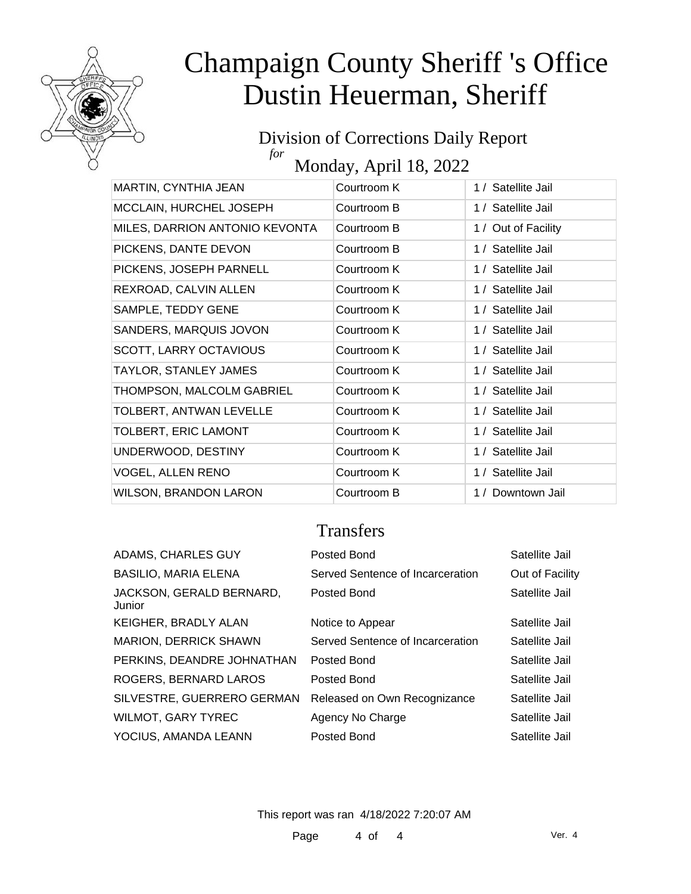# Champaign County Sheriff 's Office
# Dustin Heuerman, Sheriff

## Division of Corrections Daily Report

*for*

## Monday, April 18, 2022

| | | |
|---|---|---|
| MARTIN, CYNTHIA JEAN | Courtroom K | 1 / Satellite Jail |
| MCCLAIN, HURCHEL JOSEPH | Courtroom B | 1 / Satellite Jail |
| MILES, DARRION ANTONIO KEVONTA | Courtroom B | 1 / Out of Facility |
| PICKENS, DANTE DEVON | Courtroom B | 1 / Satellite Jail |
| PICKENS, JOSEPH PARNELL | Courtroom K | 1 / Satellite Jail |
| REXROAD, CALVIN ALLEN | Courtroom K | 1 / Satellite Jail |
| SAMPLE, TEDDY GENE | Courtroom K | 1 / Satellite Jail |
| SANDERS, MARQUIS JOVON | Courtroom K | 1 / Satellite Jail |
| SCOTT, LARRY OCTAVIOUS | Courtroom K | 1 / Satellite Jail |
| TAYLOR, STANLEY JAMES | Courtroom K | 1 / Satellite Jail |
| THOMPSON, MALCOLM GABRIEL | Courtroom K | 1 / Satellite Jail |
| TOLBERT, ANTWAN LEVELLE | Courtroom K | 1 / Satellite Jail |
| TOLBERT, ERIC LAMONT | Courtroom K | 1 / Satellite Jail |
| UNDERWOOD, DESTINY | Courtroom K | 1 / Satellite Jail |
| VOGEL, ALLEN RENO | Courtroom K | 1 / Satellite Jail |
| WILSON, BRANDON LARON | Courtroom B | 1 / Downtown Jail |

## Transfers

| | | |
|---|---|---|
| ADAMS, CHARLES GUY | Posted Bond | Satellite Jail |
| BASILIO, MARIA ELENA | Served Sentence of Incarceration | Out of Facility |
| JACKSON, GERALD BERNARD, Junior | Posted Bond | Satellite Jail |
| KEIGHER, BRADLY ALAN | Notice to Appear | Satellite Jail |
| MARION, DERRICK SHAWN | Served Sentence of Incarceration | Satellite Jail |
| PERKINS, DEANDRE JOHNATHAN | Posted Bond | Satellite Jail |
| ROGERS, BERNARD LAROS | Posted Bond | Satellite Jail |
| SILVESTRE, GUERRERO GERMAN | Released on Own Recognizance | Satellite Jail |
| WILMOT, GARY TYREC | Agency No Charge | Satellite Jail |
| YOCIUS, AMANDA LEANN | Posted Bond | Satellite Jail |

This report was ran 4/18/2022 7:20:07 AM

Ver. 4